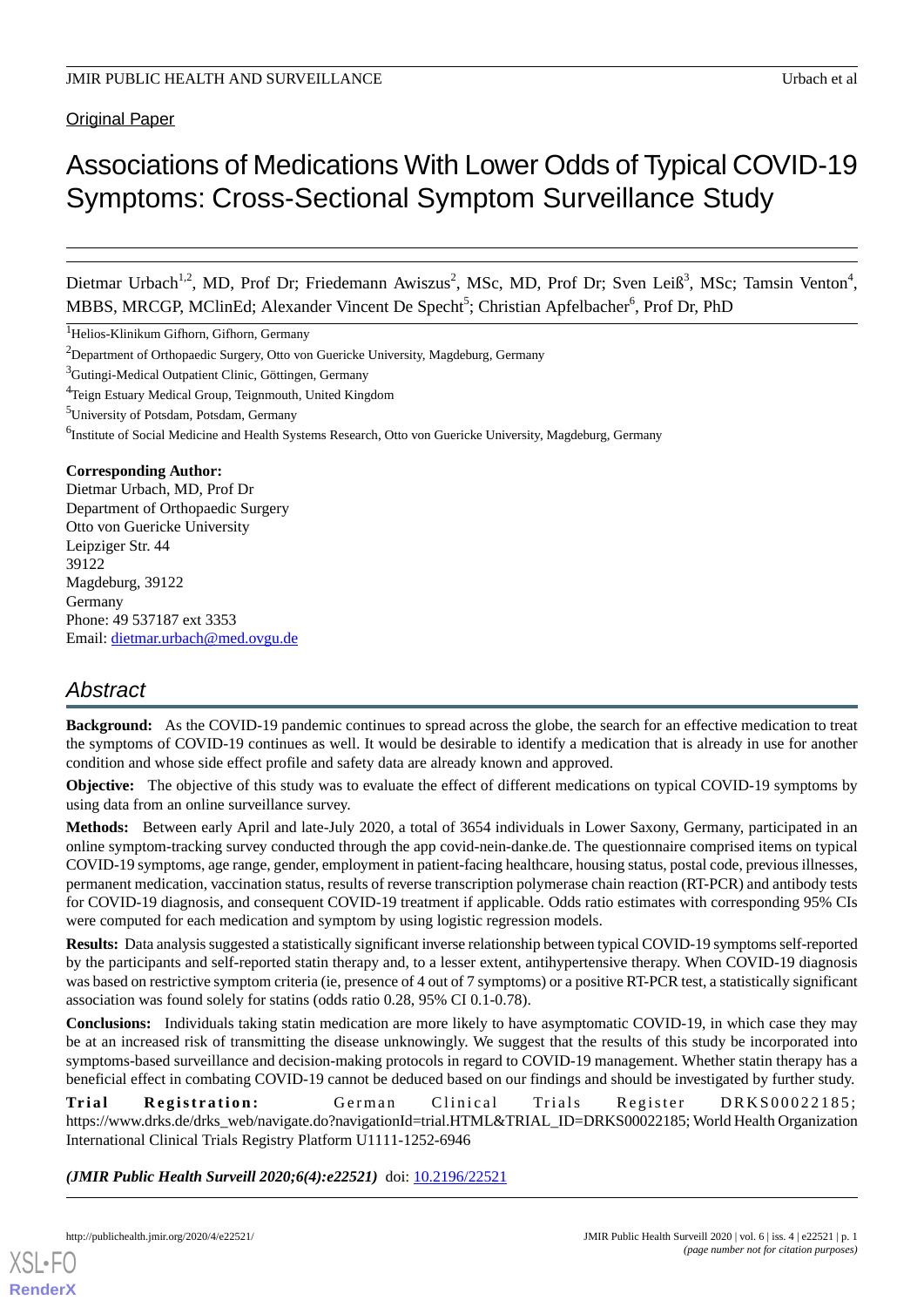Original Paper

# Associations of Medications With Lower Odds of Typical COVID-19 Symptoms: Cross-Sectional Symptom Surveillance Study

Dietmar Urbach[1,2], MD, Prof Dr; Friedemann Awiszus[2], MSc, MD, Prof Dr; Sven Leiß[3], MSc; Tamsin Venton[4], MBBS, MRCGP, MClinEd; Alexander Vincent De Specht[5]; Christian Apfelbacher[6], Prof Dr, PhD

[1]Helios-Klinikum Gifhorn, Gifhorn, Germany

[2]Department of Orthopaedic Surgery, Otto von Guericke University, Magdeburg, Germany

[3]Gutingi-Medical Outpatient Clinic, Göttingen, Germany

[4]Teign Estuary Medical Group, Teignmouth, United Kingdom

[5]University of Potsdam, Potsdam, Germany

[6]Institute of Social Medicine and Health Systems Research, Otto von Guericke University, Magdeburg, Germany

**Corresponding Author:**
Dietmar Urbach, MD, Prof Dr
Department of Orthopaedic Surgery
Otto von Guericke University
Leipziger Str. 44
39122
Magdeburg, 39122
Germany
Phone: 49 537187 ext 3353
Email: dietmar.urbach@med.ovgu.de

## Abstract

**Background:** As the COVID-19 pandemic continues to spread across the globe, the search for an effective medication to treat the symptoms of COVID-19 continues as well. It would be desirable to identify a medication that is already in use for another condition and whose side effect profile and safety data are already known and approved.

**Objective:** The objective of this study was to evaluate the effect of different medications on typical COVID-19 symptoms by using data from an online surveillance survey.

**Methods:** Between early April and late-July 2020, a total of 3654 individuals in Lower Saxony, Germany, participated in an online symptom-tracking survey conducted through the app covid-nein-danke.de. The questionnaire comprised items on typical COVID-19 symptoms, age range, gender, employment in patient-facing healthcare, housing status, postal code, previous illnesses, permanent medication, vaccination status, results of reverse transcription polymerase chain reaction (RT-PCR) and antibody tests for COVID-19 diagnosis, and consequent COVID-19 treatment if applicable. Odds ratio estimates with corresponding 95% CIs were computed for each medication and symptom by using logistic regression models.

**Results:** Data analysis suggested a statistically significant inverse relationship between typical COVID-19 symptoms self-reported by the participants and self-reported statin therapy and, to a lesser extent, antihypertensive therapy. When COVID-19 diagnosis was based on restrictive symptom criteria (ie, presence of 4 out of 7 symptoms) or a positive RT-PCR test, a statistically significant association was found solely for statins (odds ratio 0.28, 95% CI 0.1-0.78).

**Conclusions:** Individuals taking statin medication are more likely to have asymptomatic COVID-19, in which case they may be at an increased risk of transmitting the disease unknowingly. We suggest that the results of this study be incorporated into symptoms-based surveillance and decision-making protocols in regard to COVID-19 management. Whether statin therapy has a beneficial effect in combating COVID-19 cannot be deduced based on our findings and should be investigated by further study.

**Trial Registration:** German Clinical Trials Register DRKS00022185; https://www.drks.de/drks_web/navigate.do?navigationId=trial.HTML&TRIAL_ID=DRKS00022185; World Health Organization International Clinical Trials Registry Platform U1111-1252-6946

***(JMIR Public Health Surveill 2020;6(4):e22521)*** doi: 10.2196/22521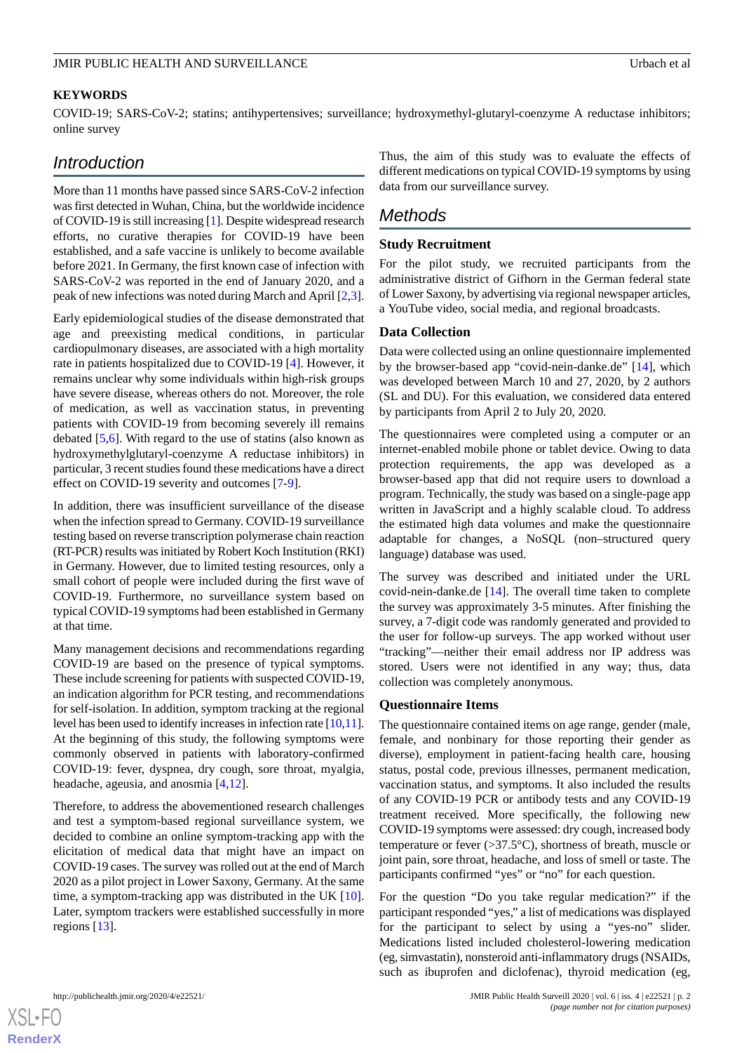**KEYWORDS**

COVID-19; SARS-CoV-2; statins; antihypertensives; surveillance; hydroxymethyl-glutaryl-coenzyme A reductase inhibitors; online survey

## Introduction

More than 11 months have passed since SARS-CoV-2 infection was first detected in Wuhan, China, but the worldwide incidence of COVID-19 is still increasing [1]. Despite widespread research efforts, no curative therapies for COVID-19 have been established, and a safe vaccine is unlikely to become available before 2021. In Germany, the first known case of infection with SARS-CoV-2 was reported in the end of January 2020, and a peak of new infections was noted during March and April [2,3].

Early epidemiological studies of the disease demonstrated that age and preexisting medical conditions, in particular cardiopulmonary diseases, are associated with a high mortality rate in patients hospitalized due to COVID-19 [4]. However, it remains unclear why some individuals within high-risk groups have severe disease, whereas others do not. Moreover, the role of medication, as well as vaccination status, in preventing patients with COVID-19 from becoming severely ill remains debated [5,6]. With regard to the use of statins (also known as hydroxymethylglutaryl-coenzyme A reductase inhibitors) in particular, 3 recent studies found these medications have a direct effect on COVID-19 severity and outcomes [7-9].

In addition, there was insufficient surveillance of the disease when the infection spread to Germany. COVID-19 surveillance testing based on reverse transcription polymerase chain reaction (RT-PCR) results was initiated by Robert Koch Institution (RKI) in Germany. However, due to limited testing resources, only a small cohort of people were included during the first wave of COVID-19. Furthermore, no surveillance system based on typical COVID-19 symptoms had been established in Germany at that time.

Many management decisions and recommendations regarding COVID-19 are based on the presence of typical symptoms. These include screening for patients with suspected COVID-19, an indication algorithm for PCR testing, and recommendations for self-isolation. In addition, symptom tracking at the regional level has been used to identify increases in infection rate [10,11]. At the beginning of this study, the following symptoms were commonly observed in patients with laboratory-confirmed COVID-19: fever, dyspnea, dry cough, sore throat, myalgia, headache, ageusia, and anosmia [4,12].

Therefore, to address the abovementioned research challenges and test a symptom-based regional surveillance system, we decided to combine an online symptom-tracking app with the elicitation of medical data that might have an impact on COVID-19 cases. The survey was rolled out at the end of March 2020 as a pilot project in Lower Saxony, Germany. At the same time, a symptom-tracking app was distributed in the UK [10]. Later, symptom trackers were established successfully in more regions [13].

Thus, the aim of this study was to evaluate the effects of different medications on typical COVID-19 symptoms by using data from our surveillance survey.

## Methods

### Study Recruitment

For the pilot study, we recruited participants from the administrative district of Gifhorn in the German federal state of Lower Saxony, by advertising via regional newspaper articles, a YouTube video, social media, and regional broadcasts.

### Data Collection

Data were collected using an online questionnaire implemented by the browser-based app "covid-nein-danke.de" [14], which was developed between March 10 and 27, 2020, by 2 authors (SL and DU). For this evaluation, we considered data entered by participants from April 2 to July 20, 2020.

The questionnaires were completed using a computer or an internet-enabled mobile phone or tablet device. Owing to data protection requirements, the app was developed as a browser-based app that did not require users to download a program. Technically, the study was based on a single-page app written in JavaScript and a highly scalable cloud. To address the estimated high data volumes and make the questionnaire adaptable for changes, a NoSQL (non–structured query language) database was used.

The survey was described and initiated under the URL covid-nein-danke.de [14]. The overall time taken to complete the survey was approximately 3-5 minutes. After finishing the survey, a 7-digit code was randomly generated and provided to the user for follow-up surveys. The app worked without user "tracking"—neither their email address nor IP address was stored. Users were not identified in any way; thus, data collection was completely anonymous.

### Questionnaire Items

The questionnaire contained items on age range, gender (male, female, and nonbinary for those reporting their gender as diverse), employment in patient-facing health care, housing status, postal code, previous illnesses, permanent medication, vaccination status, and symptoms. It also included the results of any COVID-19 PCR or antibody tests and any COVID-19 treatment received. More specifically, the following new COVID-19 symptoms were assessed: dry cough, increased body temperature or fever (>37.5°C), shortness of breath, muscle or joint pain, sore throat, headache, and loss of smell or taste. The participants confirmed "yes" or "no" for each question.

For the question "Do you take regular medication?" if the participant responded "yes," a list of medications was displayed for the participant to select by using a "yes-no" slider. Medications listed included cholesterol-lowering medication (eg, simvastatin), nonsteroid anti-inflammatory drugs (NSAIDs, such as ibuprofen and diclofenac), thyroid medication (eg,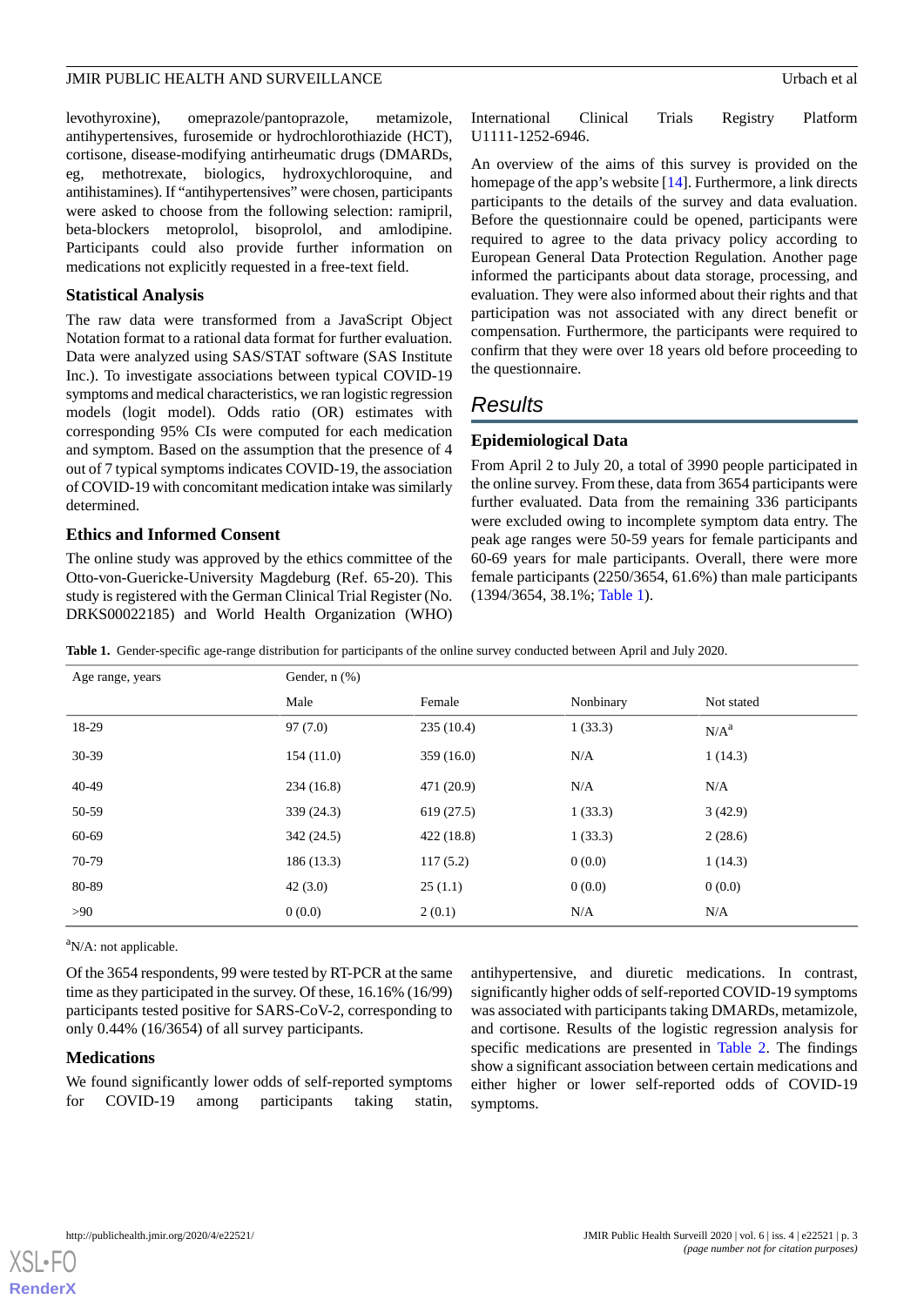levothyroxine), omeprazole/pantoprazole, metamizole, antihypertensives, furosemide or hydrochlorothiazide (HCT), cortisone, disease-modifying antirheumatic drugs (DMARDs, eg, methotrexate, biologics, hydroxychloroquine, and antihistamines). If "antihypertensives" were chosen, participants were asked to choose from the following selection: ramipril, beta-blockers metoprolol, bisoprolol, and amlodipine. Participants could also provide further information on medications not explicitly requested in a free-text field.

### Statistical Analysis

The raw data were transformed from a JavaScript Object Notation format to a rational data format for further evaluation. Data were analyzed using SAS/STAT software (SAS Institute Inc.). To investigate associations between typical COVID-19 symptoms and medical characteristics, we ran logistic regression models (logit model). Odds ratio (OR) estimates with corresponding 95% CIs were computed for each medication and symptom. Based on the assumption that the presence of 4 out of 7 typical symptoms indicates COVID-19, the association of COVID-19 with concomitant medication intake was similarly determined.

### Ethics and Informed Consent

The online study was approved by the ethics committee of the Otto-von-Guericke-University Magdeburg (Ref. 65-20). This study is registered with the German Clinical Trial Register (No. DRKS00022185) and World Health Organization (WHO) International Clinical Trials Registry Platform U1111-1252-6946.

An overview of the aims of this survey is provided on the homepage of the app's website [14]. Furthermore, a link directs participants to the details of the survey and data evaluation. Before the questionnaire could be opened, participants were required to agree to the data privacy policy according to European General Data Protection Regulation. Another page informed the participants about data storage, processing, and evaluation. They were also informed about their rights and that participation was not associated with any direct benefit or compensation. Furthermore, the participants were required to confirm that they were over 18 years old before proceeding to the questionnaire.

## Results

### Epidemiological Data

From April 2 to July 20, a total of 3990 people participated in the online survey. From these, data from 3654 participants were further evaluated. Data from the remaining 336 participants were excluded owing to incomplete symptom data entry. The peak age ranges were 50-59 years for female participants and 60-69 years for male participants. Overall, there were more female participants (2250/3654, 61.6%) than male participants (1394/3654, 38.1%; Table 1).

**Table 1.** Gender-specific age-range distribution for participants of the online survey conducted between April and July 2020.

| Age range, years | Gender, n (%) | | | |
|---|---|---|---|---|
| | Male | Female | Nonbinary | Not stated |
| 18-29 | 97 (7.0) | 235 (10.4) | 1 (33.3) | N/A[a] |
| 30-39 | 154 (11.0) | 359 (16.0) | N/A | 1 (14.3) |
| 40-49 | 234 (16.8) | 471 (20.9) | N/A | N/A |
| 50-59 | 339 (24.3) | 619 (27.5) | 1 (33.3) | 3 (42.9) |
| 60-69 | 342 (24.5) | 422 (18.8) | 1 (33.3) | 2 (28.6) |
| 70-79 | 186 (13.3) | 117 (5.2) | 0 (0.0) | 1 (14.3) |
| 80-89 | 42 (3.0) | 25 (1.1) | 0 (0.0) | 0 (0.0) |
| >90 | 0 (0.0) | 2 (0.1) | N/A | N/A |

[a]N/A: not applicable.

Of the 3654 respondents, 99 were tested by RT-PCR at the same time as they participated in the survey. Of these, 16.16% (16/99) participants tested positive for SARS-CoV-2, corresponding to only 0.44% (16/3654) of all survey participants.

### Medications

We found significantly lower odds of self-reported symptoms for COVID-19 among participants taking statin, antihypertensive, and diuretic medications. In contrast, significantly higher odds of self-reported COVID-19 symptoms was associated with participants taking DMARDs, metamizole, and cortisone. Results of the logistic regression analysis for specific medications are presented in Table 2. The findings show a significant association between certain medications and either higher or lower self-reported odds of COVID-19 symptoms.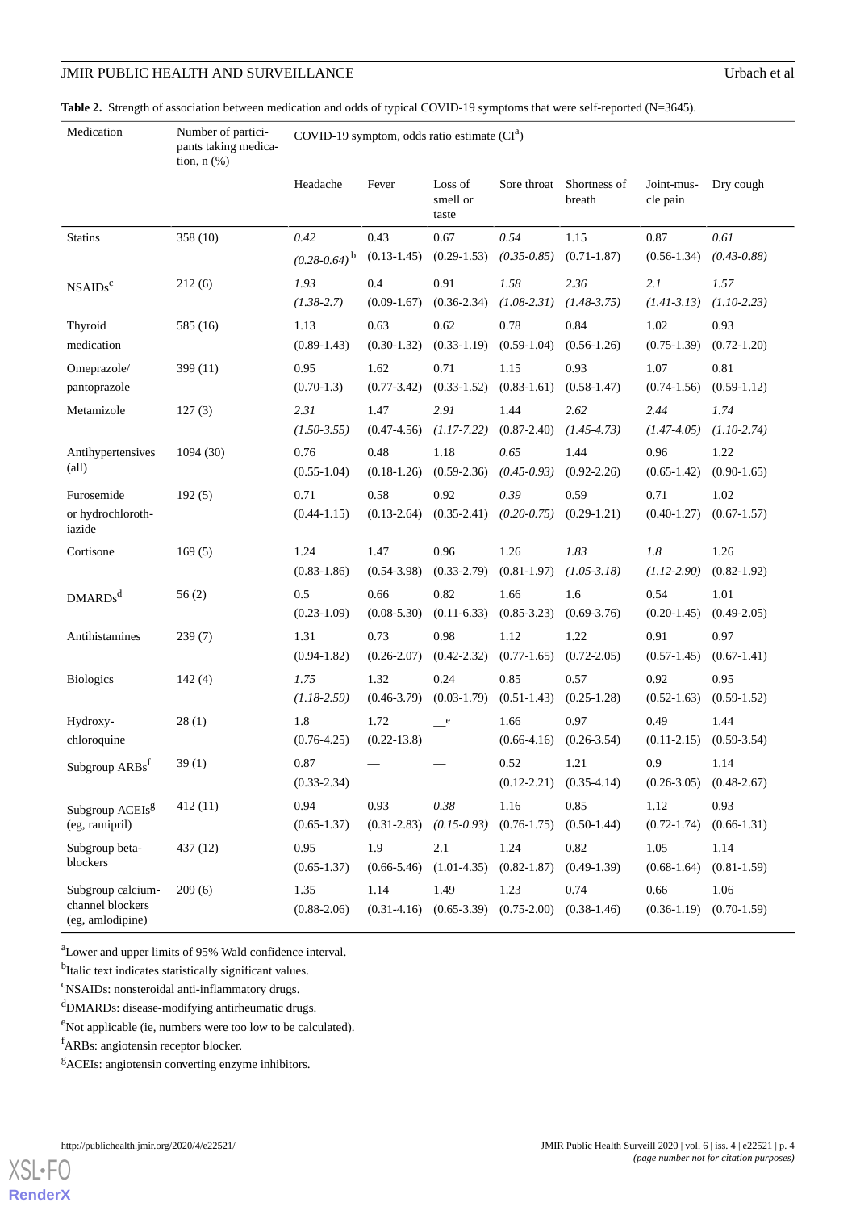**Table 2.** Strength of association between medication and odds of typical COVID-19 symptoms that were self-reported (N=3645).

| Medication | Number of participants taking medication, n (%) | COVID-19 symptom, odds ratio estimate (CI[a]) | | | | | | |
|---|---|---|---|---|---|---|---|---|
| | | Headache | Fever | Loss of smell or taste | Sore throat | Shortness of breath | Joint-muscle pain | Dry cough |
| Statins | 358 (10) | *0.42 (0.28-0.64)*[b] | 0.43 (0.13-1.45) | 0.67 (0.29-1.53) | *0.54 (0.35-0.85)* | 1.15 (0.71-1.87) | 0.87 (0.56-1.34) | *0.61 (0.43-0.88)* |
| NSAIDs[c] | 212 (6) | *1.93 (1.38-2.7)* | 0.4 (0.09-1.67) | 0.91 (0.36-2.34) | *1.58 (1.08-2.31)* | *2.36 (1.48-3.75)* | *2.1 (1.41-3.13)* | *1.57 (1.10-2.23)* |
| Thyroid medication | 585 (16) | 1.13 (0.89-1.43) | 0.63 (0.30-1.32) | 0.62 (0.33-1.19) | 0.78 (0.59-1.04) | 0.84 (0.56-1.26) | 1.02 (0.75-1.39) | 0.93 (0.72-1.20) |
| Omeprazole/pantoprazole | 399 (11) | 0.95 (0.70-1.3) | 1.62 (0.77-3.42) | 0.71 (0.33-1.52) | 1.15 (0.83-1.61) | 0.93 (0.58-1.47) | 1.07 (0.74-1.56) | 0.81 (0.59-1.12) |
| Metamizole | 127 (3) | *2.31 (1.50-3.55)* | 1.47 (0.47-4.56) | *2.91 (1.17-7.22)* | 1.44 (0.87-2.40) | *2.62 (1.45-4.73)* | *2.44 (1.47-4.05)* | *1.74 (1.10-2.74)* |
| Antihypertensives (all) | 1094 (30) | 0.76 (0.55-1.04) | 0.48 (0.18-1.26) | 1.18 (0.59-2.36) | *0.65 (0.45-0.93)* | 1.44 (0.92-2.26) | 0.96 (0.65-1.42) | 1.22 (0.90-1.65) |
| Furosemide or hydrochlorothiazide | 192 (5) | 0.71 (0.44-1.15) | 0.58 (0.13-2.64) | 0.92 (0.35-2.41) | *0.39 (0.20-0.75)* | 0.59 (0.29-1.21) | 0.71 (0.40-1.27) | 1.02 (0.67-1.57) |
| Cortisone | 169 (5) | 1.24 (0.83-1.86) | 1.47 (0.54-3.98) | 0.96 (0.33-2.79) | 1.26 (0.81-1.97) | *1.83 (1.05-3.18)* | *1.8 (1.12-2.90)* | 1.26 (0.82-1.92) |
| DMARDs[d] | 56 (2) | 0.5 (0.23-1.09) | 0.66 (0.08-5.30) | 0.82 (0.11-6.33) | 1.66 (0.85-3.23) | 1.6 (0.69-3.76) | 0.54 (0.20-1.45) | 1.01 (0.49-2.05) |
| Antihistamines | 239 (7) | 1.31 (0.94-1.82) | 0.73 (0.26-2.07) | 0.98 (0.42-2.32) | 1.12 (0.77-1.65) | 1.22 (0.72-2.05) | 0.91 (0.57-1.45) | 0.97 (0.67-1.41) |
| Biologics | 142 (4) | *1.75 (1.18-2.59)* | 1.32 (0.46-3.79) | 0.24 (0.03-1.79) | 0.85 (0.51-1.43) | 0.57 (0.25-1.28) | 0.92 (0.52-1.63) | 0.95 (0.59-1.52) |
| Hydroxychloroquine | 28 (1) | 1.8 (0.76-4.25) | 1.72 (0.22-13.8) | —[e] | 1.66 (0.66-4.16) | 0.97 (0.26-3.54) | 0.49 (0.11-2.15) | 1.44 (0.59-3.54) |
| Subgroup ARBs[f] | 39 (1) | 0.87 (0.33-2.34) | — | — | 0.52 (0.12-2.21) | 1.21 (0.35-4.14) | 0.9 (0.26-3.05) | 1.14 (0.48-2.67) |
| Subgroup ACEIs[g] (eg, ramipril) | 412 (11) | 0.94 (0.65-1.37) | 0.93 (0.31-2.83) | *0.38 (0.15-0.93)* | 1.16 (0.76-1.75) | 0.85 (0.50-1.44) | 1.12 (0.72-1.74) | 0.93 (0.66-1.31) |
| Subgroup beta-blockers | 437 (12) | 0.95 (0.65-1.37) | 1.9 (0.66-5.46) | 2.1 (1.01-4.35) | 1.24 (0.82-1.87) | 0.82 (0.49-1.39) | 1.05 (0.68-1.64) | 1.14 (0.81-1.59) |
| Subgroup calcium-channel blockers (eg, amlodipine) | 209 (6) | 1.35 (0.88-2.06) | 1.14 (0.31-4.16) | 1.49 (0.65-3.39) | 1.23 (0.75-2.00) | 0.74 (0.38-1.46) | 0.66 (0.36-1.19) | 1.06 (0.70-1.59) |

[a]Lower and upper limits of 95% Wald confidence interval.

[b]Italic text indicates statistically significant values.

[c]NSAIDs: nonsteroidal anti-inflammatory drugs.

[d]DMARDs: disease-modifying antirheumatic drugs.

[e]Not applicable (ie, numbers were too low to be calculated).

[f]ARBs: angiotensin receptor blocker.

[g]ACEIs: angiotensin converting enzyme inhibitors.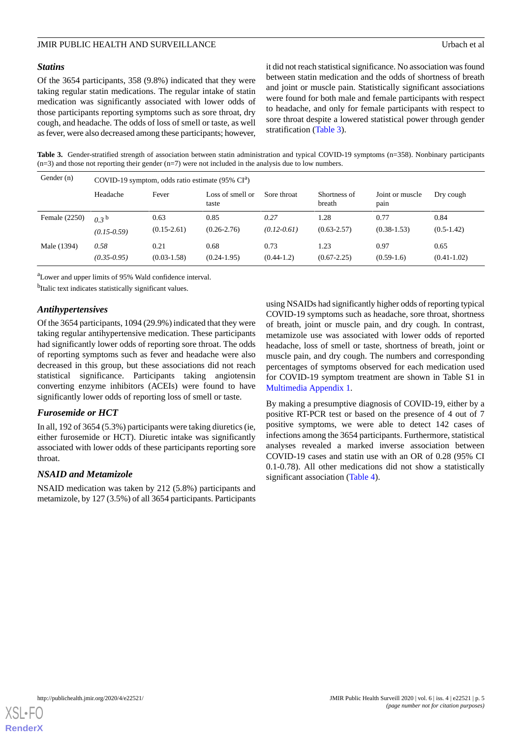### Statins

Of the 3654 participants, 358 (9.8%) indicated that they were taking regular statin medications. The regular intake of statin medication was significantly associated with lower odds of those participants reporting symptoms such as sore throat, dry cough, and headache. The odds of loss of smell or taste, as well as fever, were also decreased among these participants; however, it did not reach statistical significance. No association was found between statin medication and the odds of shortness of breath and joint or muscle pain. Statistically significant associations were found for both male and female participants with respect to headache, and only for female participants with respect to sore throat despite a lowered statistical power through gender stratification (Table 3).

**Table 3.** Gender-stratified strength of association between statin administration and typical COVID-19 symptoms (n=358). Nonbinary participants (n=3) and those not reporting their gender (n=7) were not included in the analysis due to low numbers.

| Gender (n) | COVID-19 symptom, odds ratio estimate (95% CI[a]) | | | | | | |
|---|---|---|---|---|---|---|---|
| | Headache | Fever | Loss of smell or taste | Sore throat | Shortness of breath | Joint or muscle pain | Dry cough |
| Female (2250) | *0.3*[b] *(0.15-0.59)* | 0.63 (0.15-2.61) | 0.85 (0.26-2.76) | *0.27* *(0.12-0.61)* | 1.28 (0.63-2.57) | 0.77 (0.38-1.53) | 0.84 (0.5-1.42) |
| Male (1394) | *0.58* *(0.35-0.95)* | 0.21 (0.03-1.58) | 0.68 (0.24-1.95) | 0.73 (0.44-1.2) | 1.23 (0.67-2.25) | 0.97 (0.59-1.6) | 0.65 (0.41-1.02) |

[a]Lower and upper limits of 95% Wald confidence interval.

[b]Italic text indicates statistically significant values.

### Antihypertensives

Of the 3654 participants, 1094 (29.9%) indicated that they were taking regular antihypertensive medication. These participants had significantly lower odds of reporting sore throat. The odds of reporting symptoms such as fever and headache were also decreased in this group, but these associations did not reach statistical significance. Participants taking angiotensin converting enzyme inhibitors (ACEIs) were found to have significantly lower odds of reporting loss of smell or taste.

### Furosemide or HCT

In all, 192 of 3654 (5.3%) participants were taking diuretics (ie, either furosemide or HCT). Diuretic intake was significantly associated with lower odds of these participants reporting sore throat.

### NSAID and Metamizole

NSAID medication was taken by 212 (5.8%) participants and metamizole, by 127 (3.5%) of all 3654 participants. Participants using NSAIDs had significantly higher odds of reporting typical COVID-19 symptoms such as headache, sore throat, shortness of breath, joint or muscle pain, and dry cough. In contrast, metamizole use was associated with lower odds of reported headache, loss of smell or taste, shortness of breath, joint or muscle pain, and dry cough. The numbers and corresponding percentages of symptoms observed for each medication used for COVID-19 symptom treatment are shown in Table S1 in Multimedia Appendix 1.

By making a presumptive diagnosis of COVID-19, either by a positive RT-PCR test or based on the presence of 4 out of 7 positive symptoms, we were able to detect 142 cases of infections among the 3654 participants. Furthermore, statistical analyses revealed a marked inverse association between COVID-19 cases and statin use with an OR of 0.28 (95% CI 0.1-0.78). All other medications did not show a statistically significant association (Table 4).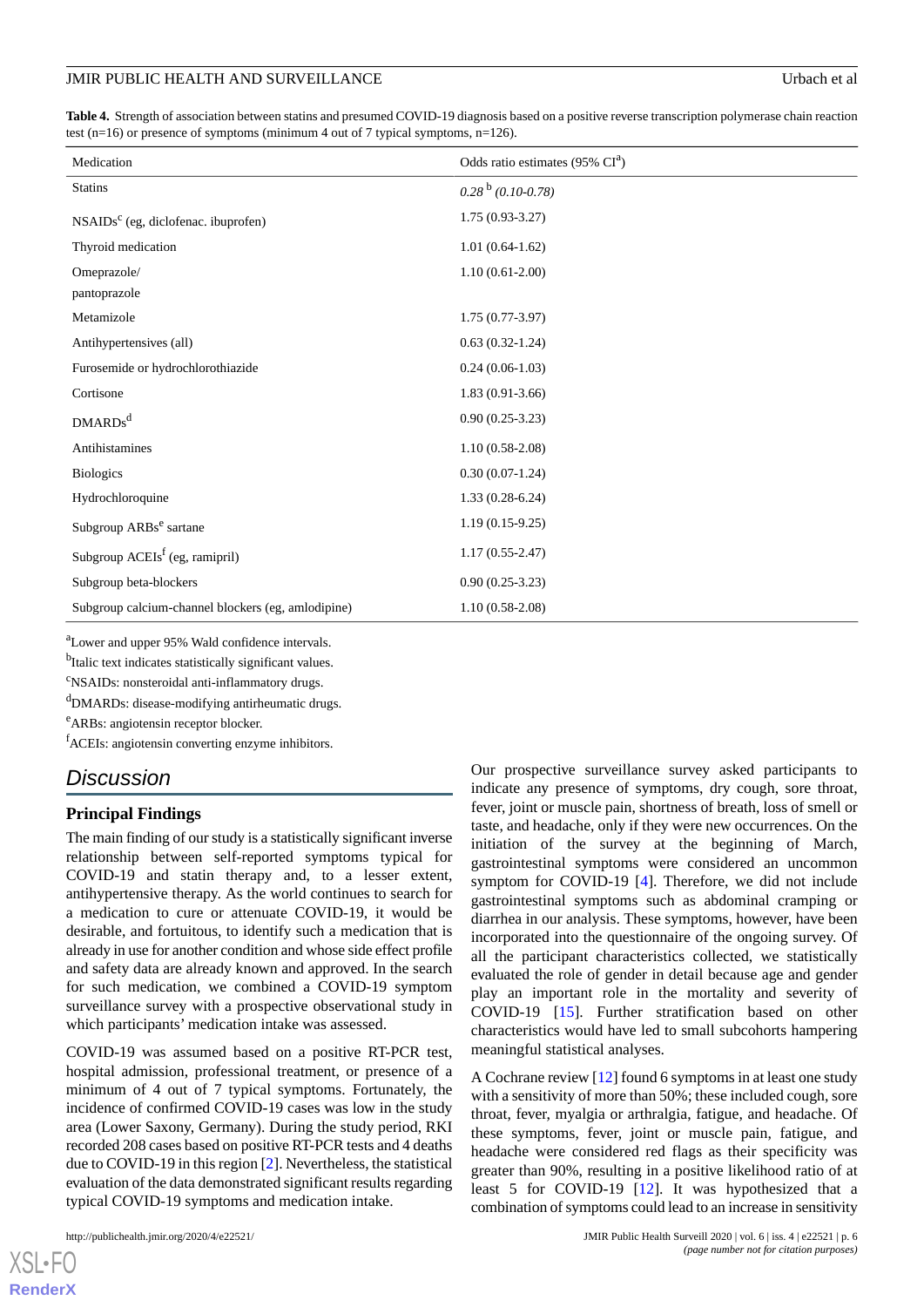**Table 4.** Strength of association between statins and presumed COVID-19 diagnosis based on a positive reverse transcription polymerase chain reaction test (n=16) or presence of symptoms (minimum 4 out of 7 typical symptoms, n=126).

| Medication | Odds ratio estimates (95% CI[a]) |
|---|---|
| Statins | *0.28* [b] *(0.10-0.78)* |
| NSAIDs[c] (eg, diclofenac. ibuprofen) | 1.75 (0.93-3.27) |
| Thyroid medication | 1.01 (0.64-1.62) |
| Omeprazole/ pantoprazole | 1.10 (0.61-2.00) |
| Metamizole | 1.75 (0.77-3.97) |
| Antihypertensives (all) | 0.63 (0.32-1.24) |
| Furosemide or hydrochlorothiazide | 0.24 (0.06-1.03) |
| Cortisone | 1.83 (0.91-3.66) |
| DMARDs[d] | 0.90 (0.25-3.23) |
| Antihistamines | 1.10 (0.58-2.08) |
| Biologics | 0.30 (0.07-1.24) |
| Hydrochloroquine | 1.33 (0.28-6.24) |
| Subgroup ARBs[e] sartane | 1.19 (0.15-9.25) |
| Subgroup ACEIs[f] (eg, ramipril) | 1.17 (0.55-2.47) |
| Subgroup beta-blockers | 0.90 (0.25-3.23) |
| Subgroup calcium-channel blockers (eg, amlodipine) | 1.10 (0.58-2.08) |

[a]Lower and upper 95% Wald confidence intervals.

[b]Italic text indicates statistically significant values.

[c]NSAIDs: nonsteroidal anti-inflammatory drugs.

[d]DMARDs: disease-modifying antirheumatic drugs.

[e]ARBs: angiotensin receptor blocker.

[f]ACEIs: angiotensin converting enzyme inhibitors.

## Discussion

### Principal Findings

The main finding of our study is a statistically significant inverse relationship between self-reported symptoms typical for COVID-19 and statin therapy and, to a lesser extent, antihypertensive therapy. As the world continues to search for a medication to cure or attenuate COVID-19, it would be desirable, and fortuitous, to identify such a medication that is already in use for another condition and whose side effect profile and safety data are already known and approved. In the search for such medication, we combined a COVID-19 symptom surveillance survey with a prospective observational study in which participants' medication intake was assessed.

COVID-19 was assumed based on a positive RT-PCR test, hospital admission, professional treatment, or presence of a minimum of 4 out of 7 typical symptoms. Fortunately, the incidence of confirmed COVID-19 cases was low in the study area (Lower Saxony, Germany). During the study period, RKI recorded 208 cases based on positive RT-PCR tests and 4 deaths due to COVID-19 in this region [2]. Nevertheless, the statistical evaluation of the data demonstrated significant results regarding typical COVID-19 symptoms and medication intake.

Our prospective surveillance survey asked participants to indicate any presence of symptoms, dry cough, sore throat, fever, joint or muscle pain, shortness of breath, loss of smell or taste, and headache, only if they were new occurrences. On the initiation of the survey at the beginning of March, gastrointestinal symptoms were considered an uncommon symptom for COVID-19 [4]. Therefore, we did not include gastrointestinal symptoms such as abdominal cramping or diarrhea in our analysis. These symptoms, however, have been incorporated into the questionnaire of the ongoing survey. Of all the participant characteristics collected, we statistically evaluated the role of gender in detail because age and gender play an important role in the mortality and severity of COVID-19 [15]. Further stratification based on other characteristics would have led to small subcohorts hampering meaningful statistical analyses.

A Cochrane review [12] found 6 symptoms in at least one study with a sensitivity of more than 50%; these included cough, sore throat, fever, myalgia or arthralgia, fatigue, and headache. Of these symptoms, fever, joint or muscle pain, fatigue, and headache were considered red flags as their specificity was greater than 90%, resulting in a positive likelihood ratio of at least 5 for COVID-19 [12]. It was hypothesized that a combination of symptoms could lead to an increase in sensitivity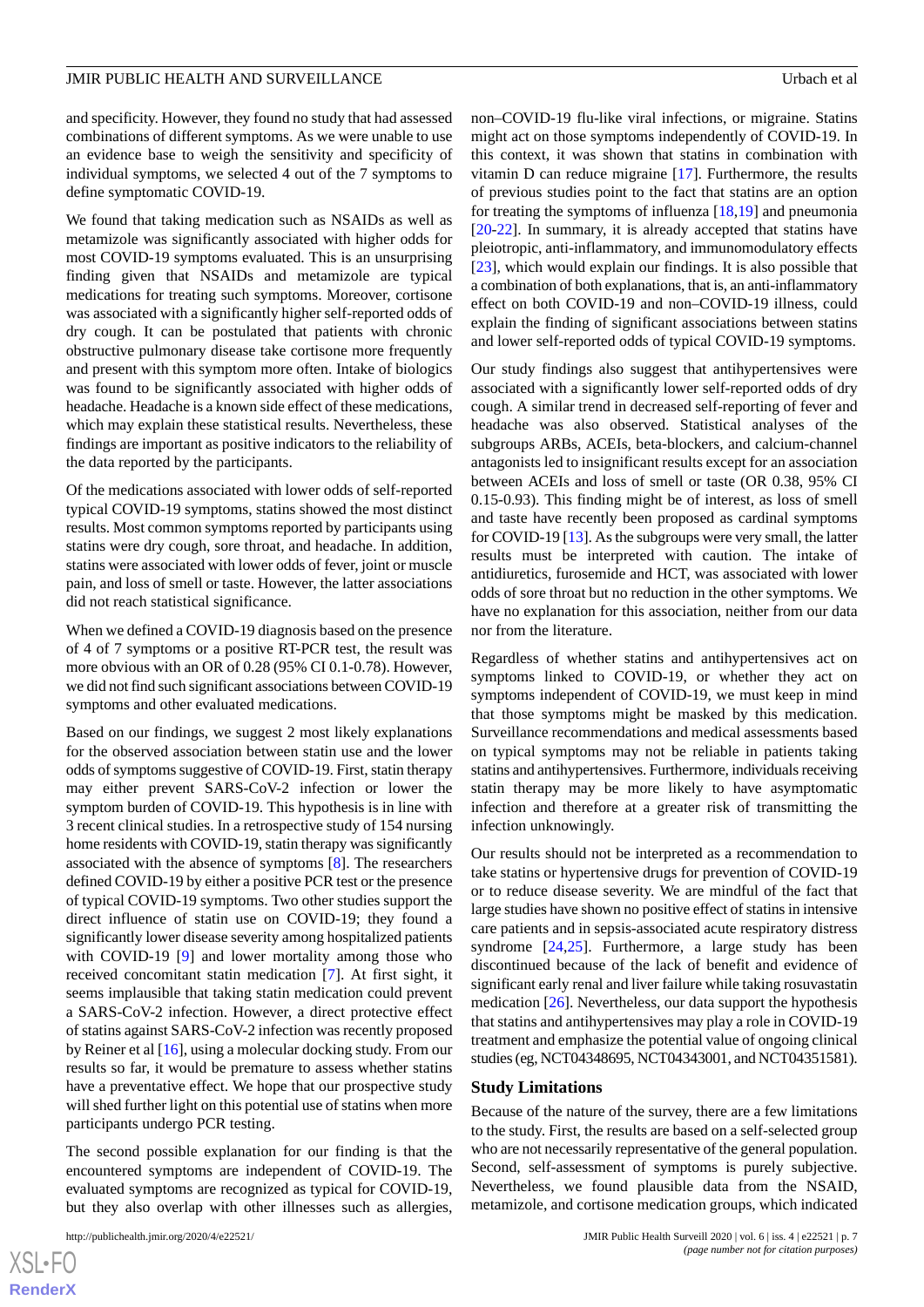and specificity. However, they found no study that had assessed combinations of different symptoms. As we were unable to use an evidence base to weigh the sensitivity and specificity of individual symptoms, we selected 4 out of the 7 symptoms to define symptomatic COVID-19.

We found that taking medication such as NSAIDs as well as metamizole was significantly associated with higher odds for most COVID-19 symptoms evaluated. This is an unsurprising finding given that NSAIDs and metamizole are typical medications for treating such symptoms. Moreover, cortisone was associated with a significantly higher self-reported odds of dry cough. It can be postulated that patients with chronic obstructive pulmonary disease take cortisone more frequently and present with this symptom more often. Intake of biologics was found to be significantly associated with higher odds of headache. Headache is a known side effect of these medications, which may explain these statistical results. Nevertheless, these findings are important as positive indicators to the reliability of the data reported by the participants.

Of the medications associated with lower odds of self-reported typical COVID-19 symptoms, statins showed the most distinct results. Most common symptoms reported by participants using statins were dry cough, sore throat, and headache. In addition, statins were associated with lower odds of fever, joint or muscle pain, and loss of smell or taste. However, the latter associations did not reach statistical significance.

When we defined a COVID-19 diagnosis based on the presence of 4 of 7 symptoms or a positive RT-PCR test, the result was more obvious with an OR of 0.28 (95% CI 0.1-0.78). However, we did not find such significant associations between COVID-19 symptoms and other evaluated medications.

Based on our findings, we suggest 2 most likely explanations for the observed association between statin use and the lower odds of symptoms suggestive of COVID-19. First, statin therapy may either prevent SARS-CoV-2 infection or lower the symptom burden of COVID-19. This hypothesis is in line with 3 recent clinical studies. In a retrospective study of 154 nursing home residents with COVID-19, statin therapy was significantly associated with the absence of symptoms [8]. The researchers defined COVID-19 by either a positive PCR test or the presence of typical COVID-19 symptoms. Two other studies support the direct influence of statin use on COVID-19; they found a significantly lower disease severity among hospitalized patients with COVID-19 [9] and lower mortality among those who received concomitant statin medication [7]. At first sight, it seems implausible that taking statin medication could prevent a SARS-CoV-2 infection. However, a direct protective effect of statins against SARS-CoV-2 infection was recently proposed by Reiner et al [16], using a molecular docking study. From our results so far, it would be premature to assess whether statins have a preventative effect. We hope that our prospective study will shed further light on this potential use of statins when more participants undergo PCR testing.

The second possible explanation for our finding is that the encountered symptoms are independent of COVID-19. The evaluated symptoms are recognized as typical for COVID-19, but they also overlap with other illnesses such as allergies, non–COVID-19 flu-like viral infections, or migraine. Statins might act on those symptoms independently of COVID-19. In this context, it was shown that statins in combination with vitamin D can reduce migraine [17]. Furthermore, the results of previous studies point to the fact that statins are an option for treating the symptoms of influenza [18,19] and pneumonia [20-22]. In summary, it is already accepted that statins have pleiotropic, anti-inflammatory, and immunomodulatory effects [23], which would explain our findings. It is also possible that a combination of both explanations, that is, an anti-inflammatory effect on both COVID-19 and non–COVID-19 illness, could explain the finding of significant associations between statins and lower self-reported odds of typical COVID-19 symptoms.

Our study findings also suggest that antihypertensives were associated with a significantly lower self-reported odds of dry cough. A similar trend in decreased self-reporting of fever and headache was also observed. Statistical analyses of the subgroups ARBs, ACEIs, beta-blockers, and calcium-channel antagonists led to insignificant results except for an association between ACEIs and loss of smell or taste (OR 0.38, 95% CI 0.15-0.93). This finding might be of interest, as loss of smell and taste have recently been proposed as cardinal symptoms for COVID-19 [13]. As the subgroups were very small, the latter results must be interpreted with caution. The intake of antidiuretics, furosemide and HCT, was associated with lower odds of sore throat but no reduction in the other symptoms. We have no explanation for this association, neither from our data nor from the literature.

Regardless of whether statins and antihypertensives act on symptoms linked to COVID-19, or whether they act on symptoms independent of COVID-19, we must keep in mind that those symptoms might be masked by this medication. Surveillance recommendations and medical assessments based on typical symptoms may not be reliable in patients taking statins and antihypertensives. Furthermore, individuals receiving statin therapy may be more likely to have asymptomatic infection and therefore at a greater risk of transmitting the infection unknowingly.

Our results should not be interpreted as a recommendation to take statins or hypertensive drugs for prevention of COVID-19 or to reduce disease severity. We are mindful of the fact that large studies have shown no positive effect of statins in intensive care patients and in sepsis-associated acute respiratory distress syndrome [24,25]. Furthermore, a large study has been discontinued because of the lack of benefit and evidence of significant early renal and liver failure while taking rosuvastatin medication [26]. Nevertheless, our data support the hypothesis that statins and antihypertensives may play a role in COVID-19 treatment and emphasize the potential value of ongoing clinical studies (eg, NCT04348695, NCT04343001, and NCT04351581).

### Study Limitations

Because of the nature of the survey, there are a few limitations to the study. First, the results are based on a self-selected group who are not necessarily representative of the general population. Second, self-assessment of symptoms is purely subjective. Nevertheless, we found plausible data from the NSAID, metamizole, and cortisone medication groups, which indicated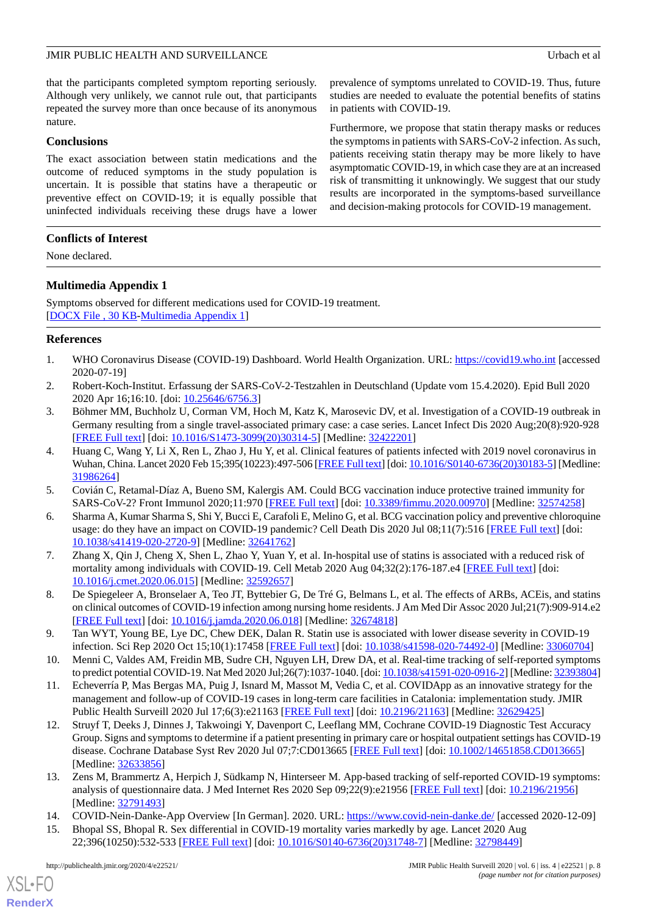that the participants completed symptom reporting seriously. Although very unlikely, we cannot rule out, that participants repeated the survey more than once because of its anonymous nature.

### Conclusions

The exact association between statin medications and the outcome of reduced symptoms in the study population is uncertain. It is possible that statins have a therapeutic or preventive effect on COVID-19; it is equally possible that uninfected individuals receiving these drugs have a lower prevalence of symptoms unrelated to COVID-19. Thus, future studies are needed to evaluate the potential benefits of statins in patients with COVID-19.

Furthermore, we propose that statin therapy masks or reduces the symptoms in patients with SARS-CoV-2 infection. As such, patients receiving statin therapy may be more likely to have asymptomatic COVID-19, in which case they are at an increased risk of transmitting it unknowingly. We suggest that our study results are incorporated in the symptoms-based surveillance and decision-making protocols for COVID-19 management.

## Conflicts of Interest

None declared.

## Multimedia Appendix 1

Symptoms observed for different medications used for COVID-19 treatment.
[DOCX File , 30 KB-Multimedia Appendix 1]

## References

1. WHO Coronavirus Disease (COVID-19) Dashboard. World Health Organization. URL: https://covid19.who.int [accessed 2020-07-19]
2. Robert-Koch-Institut. Erfassung der SARS-CoV-2-Testzahlen in Deutschland (Update vom 15.4.2020). Epid Bull 2020 2020 Apr 16;16:10. [doi: 10.25646/6756.3]
3. Böhmer MM, Buchholz U, Corman VM, Hoch M, Katz K, Marosevic DV, et al. Investigation of a COVID-19 outbreak in Germany resulting from a single travel-associated primary case: a case series. Lancet Infect Dis 2020 Aug;20(8):920-928 [FREE Full text] [doi: 10.1016/S1473-3099(20)30314-5] [Medline: 32422201]
4. Huang C, Wang Y, Li X, Ren L, Zhao J, Hu Y, et al. Clinical features of patients infected with 2019 novel coronavirus in Wuhan, China. Lancet 2020 Feb 15;395(10223):497-506 [FREE Full text] [doi: 10.1016/S0140-6736(20)30183-5] [Medline: 31986264]
5. Covián C, Retamal-Díaz A, Bueno SM, Kalergis AM. Could BCG vaccination induce protective trained immunity for SARS-CoV-2? Front Immunol 2020;11:970 [FREE Full text] [doi: 10.3389/fimmu.2020.00970] [Medline: 32574258]
6. Sharma A, Kumar Sharma S, Shi Y, Bucci E, Carafoli E, Melino G, et al. BCG vaccination policy and preventive chloroquine usage: do they have an impact on COVID-19 pandemic? Cell Death Dis 2020 Jul 08;11(7):516 [FREE Full text] [doi: 10.1038/s41419-020-2720-9] [Medline: 32641762]
7. Zhang X, Qin J, Cheng X, Shen L, Zhao Y, Yuan Y, et al. In-hospital use of statins is associated with a reduced risk of mortality among individuals with COVID-19. Cell Metab 2020 Aug 04;32(2):176-187.e4 [FREE Full text] [doi: 10.1016/j.cmet.2020.06.015] [Medline: 32592657]
8. De Spiegeleer A, Bronselaer A, Teo JT, Byttebier G, De Tré G, Belmans L, et al. The effects of ARBs, ACEis, and statins on clinical outcomes of COVID-19 infection among nursing home residents. J Am Med Dir Assoc 2020 Jul;21(7):909-914.e2 [FREE Full text] [doi: 10.1016/j.jamda.2020.06.018] [Medline: 32674818]
9. Tan WYT, Young BE, Lye DC, Chew DEK, Dalan R. Statin use is associated with lower disease severity in COVID-19 infection. Sci Rep 2020 Oct 15;10(1):17458 [FREE Full text] [doi: 10.1038/s41598-020-74492-0] [Medline: 33060704]
10. Menni C, Valdes AM, Freidin MB, Sudre CH, Nguyen LH, Drew DA, et al. Real-time tracking of self-reported symptoms to predict potential COVID-19. Nat Med 2020 Jul;26(7):1037-1040. [doi: 10.1038/s41591-020-0916-2] [Medline: 32393804]
11. Echeverría P, Mas Bergas MA, Puig J, Isnard M, Massot M, Vedia C, et al. COVIDApp as an innovative strategy for the management and follow-up of COVID-19 cases in long-term care facilities in Catalonia: implementation study. JMIR Public Health Surveill 2020 Jul 17;6(3):e21163 [FREE Full text] [doi: 10.2196/21163] [Medline: 32629425]
12. Struyf T, Deeks J, Dinnes J, Takwoingi Y, Davenport C, Leeflang MM, Cochrane COVID-19 Diagnostic Test Accuracy Group. Signs and symptoms to determine if a patient presenting in primary care or hospital outpatient settings has COVID-19 disease. Cochrane Database Syst Rev 2020 Jul 07;7:CD013665 [FREE Full text] [doi: 10.1002/14651858.CD013665] [Medline: 32633856]
13. Zens M, Brammertz A, Herpich J, Südkamp N, Hinterseer M. App-based tracking of self-reported COVID-19 symptoms: analysis of questionnaire data. J Med Internet Res 2020 Sep 09;22(9):e21956 [FREE Full text] [doi: 10.2196/21956] [Medline: 32791493]
14. COVID-Nein-Danke-App Overview [In German]. 2020. URL: https://www.covid-nein-danke.de/ [accessed 2020-12-09]
15. Bhopal SS, Bhopal R. Sex differential in COVID-19 mortality varies markedly by age. Lancet 2020 Aug 22;396(10250):532-533 [FREE Full text] [doi: 10.1016/S0140-6736(20)31748-7] [Medline: 32798449]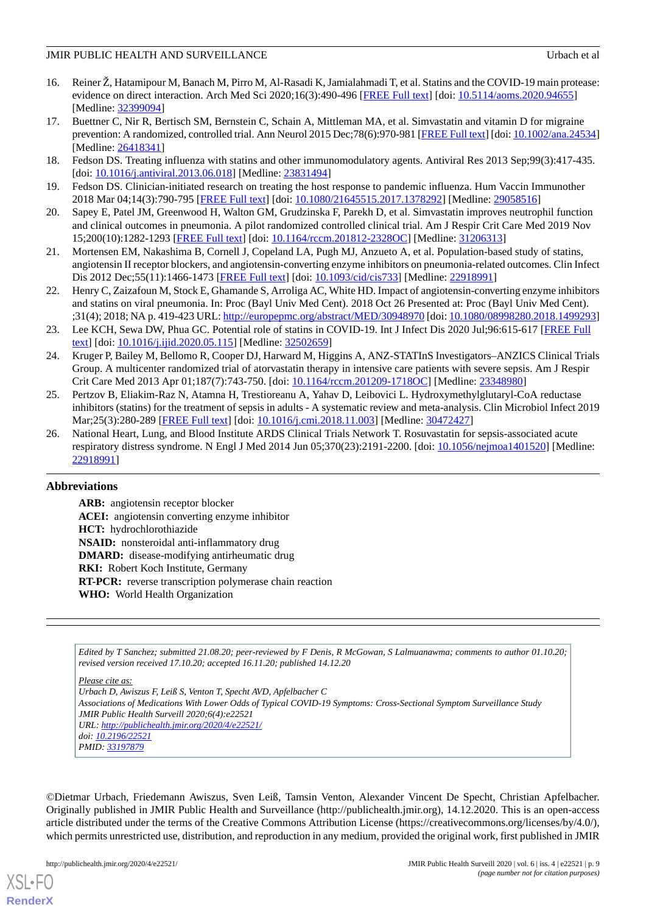16. Reiner Ž, Hatamipour M, Banach M, Pirro M, Al-Rasadi K, Jamialahmadi T, et al. Statins and the COVID-19 main protease: evidence on direct interaction. Arch Med Sci 2020;16(3):490-496 [FREE Full text] [doi: 10.5114/aoms.2020.94655] [Medline: 32399094]
17. Buettner C, Nir R, Bertisch SM, Bernstein C, Schain A, Mittleman MA, et al. Simvastatin and vitamin D for migraine prevention: A randomized, controlled trial. Ann Neurol 2015 Dec;78(6):970-981 [FREE Full text] [doi: 10.1002/ana.24534] [Medline: 26418341]
18. Fedson DS. Treating influenza with statins and other immunomodulatory agents. Antiviral Res 2013 Sep;99(3):417-435. [doi: 10.1016/j.antiviral.2013.06.018] [Medline: 23831494]
19. Fedson DS. Clinician-initiated research on treating the host response to pandemic influenza. Hum Vaccin Immunother 2018 Mar 04;14(3):790-795 [FREE Full text] [doi: 10.1080/21645515.2017.1378292] [Medline: 29058516]
20. Sapey E, Patel JM, Greenwood H, Walton GM, Grudzinska F, Parekh D, et al. Simvastatin improves neutrophil function and clinical outcomes in pneumonia. A pilot randomized controlled clinical trial. Am J Respir Crit Care Med 2019 Nov 15;200(10):1282-1293 [FREE Full text] [doi: 10.1164/rccm.201812-2328OC] [Medline: 31206313]
21. Mortensen EM, Nakashima B, Cornell J, Copeland LA, Pugh MJ, Anzueto A, et al. Population-based study of statins, angiotensin II receptor blockers, and angiotensin-converting enzyme inhibitors on pneumonia-related outcomes. Clin Infect Dis 2012 Dec;55(11):1466-1473 [FREE Full text] [doi: 10.1093/cid/cis733] [Medline: 22918991]
22. Henry C, Zaizafoun M, Stock E, Ghamande S, Arroliga AC, White HD. Impact of angiotensin-converting enzyme inhibitors and statins on viral pneumonia. In: Proc (Bayl Univ Med Cent). 2018 Oct 26 Presented at: Proc (Bayl Univ Med Cent). ;31(4); 2018; NA p. 419-423 URL: http://europepmc.org/abstract/MED/30948970 [doi: 10.1080/08998280.2018.1499293]
23. Lee KCH, Sewa DW, Phua GC. Potential role of statins in COVID-19. Int J Infect Dis 2020 Jul;96:615-617 [FREE Full text] [doi: 10.1016/j.ijid.2020.05.115] [Medline: 32502659]
24. Kruger P, Bailey M, Bellomo R, Cooper DJ, Harward M, Higgins A, ANZ-STATInS Investigators–ANZICS Clinical Trials Group. A multicenter randomized trial of atorvastatin therapy in intensive care patients with severe sepsis. Am J Respir Crit Care Med 2013 Apr 01;187(7):743-750. [doi: 10.1164/rccm.201209-1718OC] [Medline: 23348980]
25. Pertzov B, Eliakim-Raz N, Atamna H, Trestioreanu A, Yahav D, Leibovici L. Hydroxymethylglutaryl-CoA reductase inhibitors (statins) for the treatment of sepsis in adults - A systematic review and meta-analysis. Clin Microbiol Infect 2019 Mar;25(3):280-289 [FREE Full text] [doi: 10.1016/j.cmi.2018.11.003] [Medline: 30472427]
26. National Heart, Lung, and Blood Institute ARDS Clinical Trials Network T. Rosuvastatin for sepsis-associated acute respiratory distress syndrome. N Engl J Med 2014 Jun 05;370(23):2191-2200. [doi: 10.1056/nejmoa1401520] [Medline: 22918991]

## Abbreviations

**ARB:** angiotensin receptor blocker
**ACEI:** angiotensin converting enzyme inhibitor
**HCT:** hydrochlorothiazide
**NSAID:** nonsteroidal anti-inflammatory drug
**DMARD:** disease-modifying antirheumatic drug
**RKI:** Robert Koch Institute, Germany
**RT-PCR:** reverse transcription polymerase chain reaction
**WHO:** World Health Organization

---

*Edited by T Sanchez; submitted 21.08.20; peer-reviewed by F Denis, R McGowan, S Lalmuanawma; comments to author 01.10.20; revised version received 17.10.20; accepted 16.11.20; published 14.12.20*

*Please cite as:*
*Urbach D, Awiszus F, Leiß S, Venton T, Specht AVD, Apfelbacher C*
*Associations of Medications With Lower Odds of Typical COVID-19 Symptoms: Cross-Sectional Symptom Surveillance Study*
*JMIR Public Health Surveill 2020;6(4):e22521*
*URL: http://publichealth.jmir.org/2020/4/e22521/*
*doi: 10.2196/22521*
*PMID: 33197879*

©Dietmar Urbach, Friedemann Awiszus, Sven Leiß, Tamsin Venton, Alexander Vincent De Specht, Christian Apfelbacher. Originally published in JMIR Public Health and Surveillance (http://publichealth.jmir.org), 14.12.2020. This is an open-access article distributed under the terms of the Creative Commons Attribution License (https://creativecommons.org/licenses/by/4.0/), which permits unrestricted use, distribution, and reproduction in any medium, provided the original work, first published in JMIR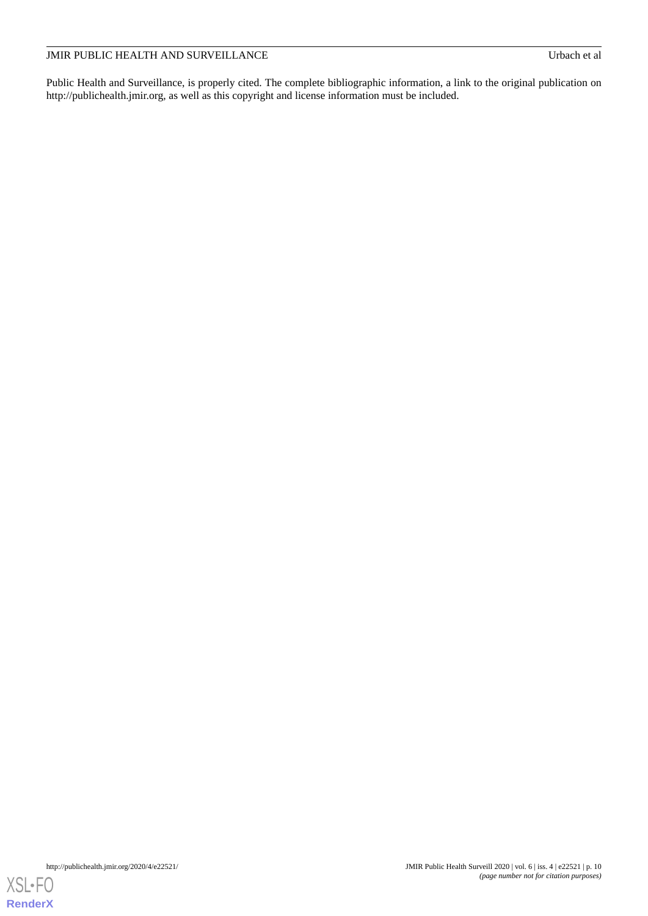Public Health and Surveillance, is properly cited. The complete bibliographic information, a link to the original publication on http://publichealth.jmir.org, as well as this copyright and license information must be included.